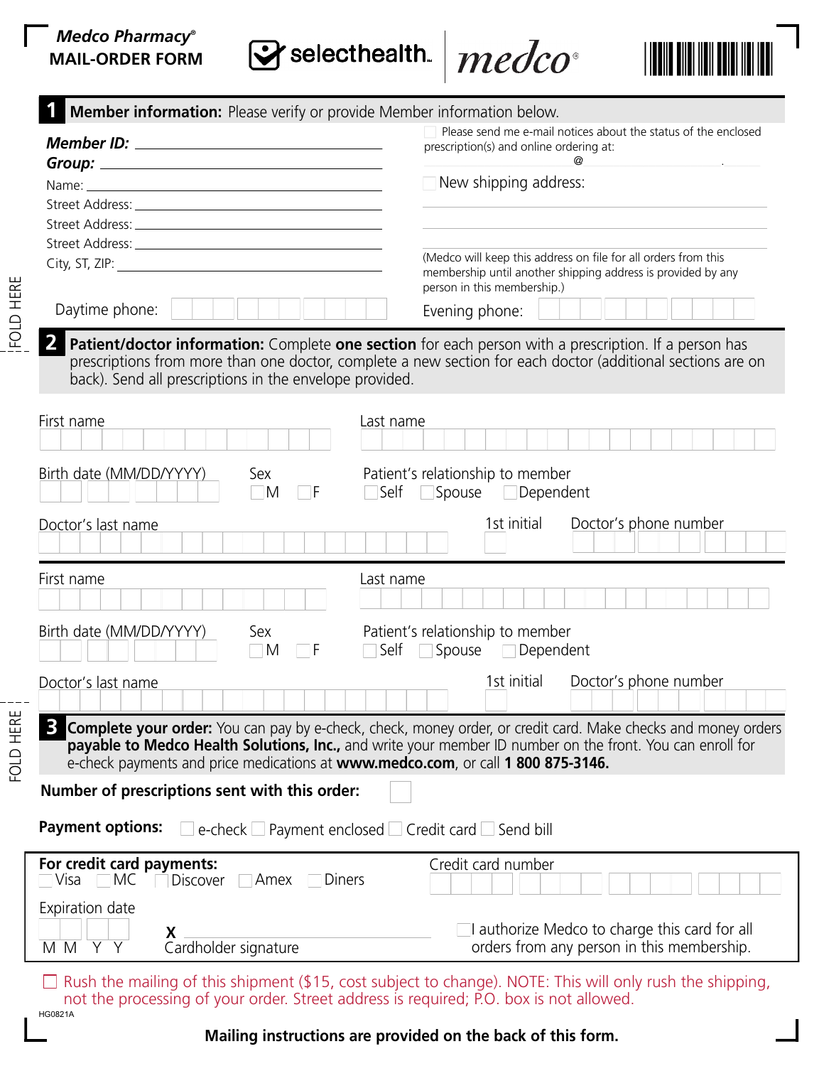**Medco Pharmacy®**
**MAIL-ORDER FORM**

selecthealth. | medco®

## 1 Member information: Please verify or provide Member information below.

***Member ID:*** ______________________

***Group:*** ______________________

Name: ______________________

Street Address: ______________________

Street Address: ______________________

Street Address: ______________________

City, ST, ZIP: ______________________

Daytime phone: ______________________

☐ Please send me e-mail notices about the status of the enclosed prescription(s) and online ordering at: ______ @ ______ . ______

☐ New shipping address:

______________________

______________________

______________________

(Medco will keep this address on file for all orders from this membership until another shipping address is provided by any person in this membership.)

Evening phone: ______________________

FOLD HERE

## 2 Patient/doctor information: Complete **one section** for each person with a prescription. If a person has prescriptions from more than one doctor, complete a new section for each doctor (additional sections are on back). Send all prescriptions in the envelope provided.

First name ______________________ Last name ______________________

Birth date (MM/DD/YYYY) ______ Sex ☐ M ☐ F

Patient's relationship to member ☐ Self ☐ Spouse ☐ Dependent

Doctor's last name ______________________ 1st initial ______ Doctor's phone number ______________________

First name ______________________ Last name ______________________

Birth date (MM/DD/YYYY) ______ Sex ☐ M ☐ F

Patient's relationship to member ☐ Self ☐ Spouse ☐ Dependent

Doctor's last name ______________________ 1st initial ______ Doctor's phone number ______________________

FOLD HERE

## 3 Complete your order: You can pay by e-check, check, money order, or credit card. Make checks and money orders **payable to Medco Health Solutions, Inc.,** and write your member ID number on the front. You can enroll for e-check payments and price medications at **www.medco.com**, or call **1 800 875-3146.**

**Number of prescriptions sent with this order:** ______

**Payment options:** ☐ e-check ☐ Payment enclosed ☐ Credit card ☐ Send bill

**For credit card payments:**
☐ Visa ☐ MC ☐ Discover ☐ Amex ☐ Diners

Credit card number ______________________

Expiration date ______ (M M Y Y)

**X** ______________________
Cardholder signature

☐ I authorize Medco to charge this card for all orders from any person in this membership.

☐ Rush the mailing of this shipment ($15, cost subject to change). NOTE: This will only rush the shipping, not the processing of your order. Street address is required; P.O. box is not allowed.

HG0821A

**Mailing instructions are provided on the back of this form.**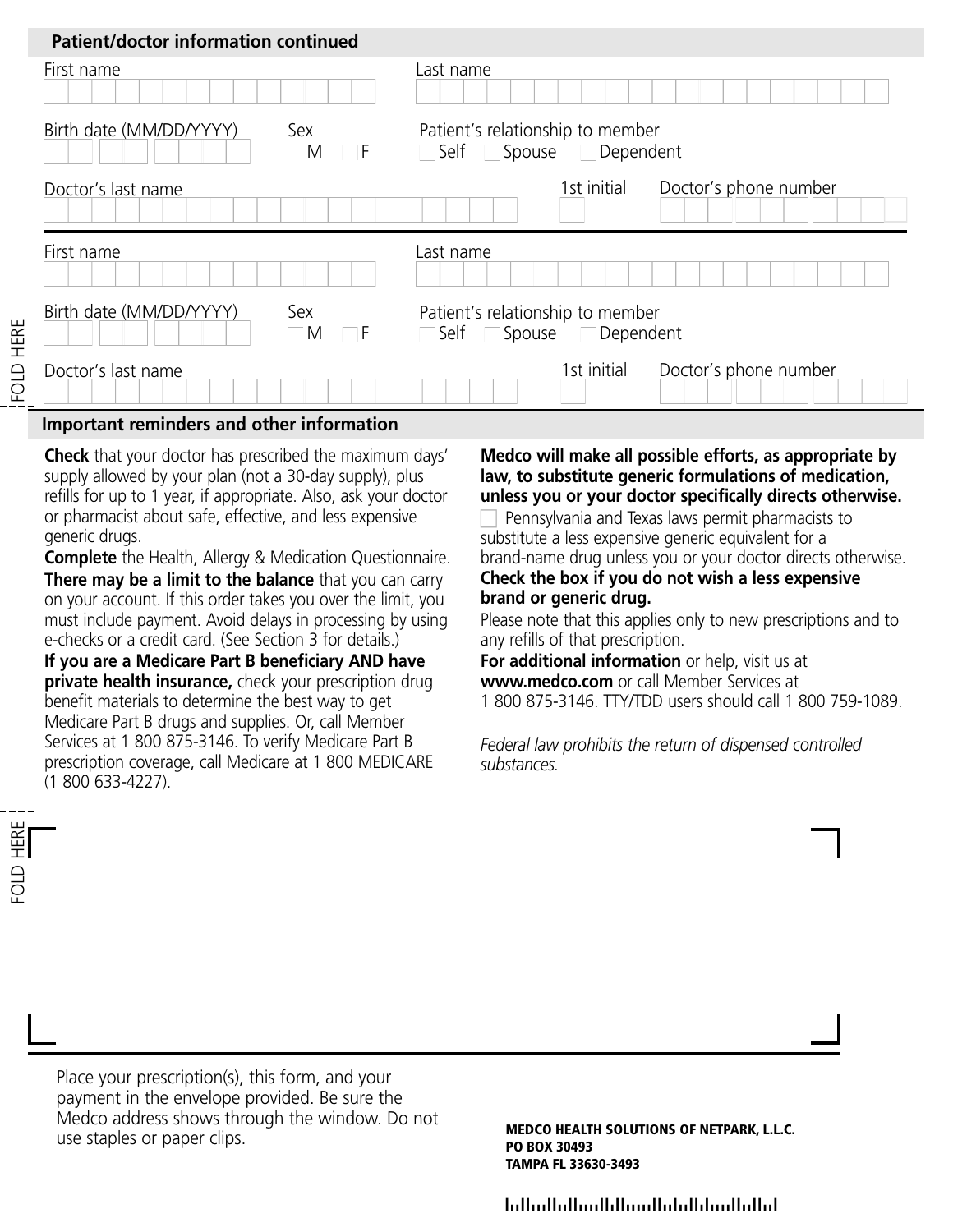## Patient/doctor information continued

First name

Last name

Birth date (MM/DD/YYYY)

Sex
☐ M ☐ F

Patient's relationship to member
☐ Self ☐ Spouse ☐ Dependent

Doctor's last name

1st initial

Doctor's phone number

First name

Last name

Birth date (MM/DD/YYYY)

Sex
☐ M ☐ F

Patient's relationship to member
☐ Self ☐ Spouse ☐ Dependent

Doctor's last name

1st initial

Doctor's phone number

FOLD HERE

## Important reminders and other information

**Check** that your doctor has prescribed the maximum days' supply allowed by your plan (not a 30-day supply), plus refills for up to 1 year, if appropriate. Also, ask your doctor or pharmacist about safe, effective, and less expensive generic drugs.

**Complete** the Health, Allergy & Medication Questionnaire.

**There may be a limit to the balance** that you can carry on your account. If this order takes you over the limit, you must include payment. Avoid delays in processing by using e-checks or a credit card. (See Section 3 for details.)

**If you are a Medicare Part B beneficiary AND have private health insurance,** check your prescription drug benefit materials to determine the best way to get Medicare Part B drugs and supplies. Or, call Member Services at 1 800 875-3146. To verify Medicare Part B prescription coverage, call Medicare at 1 800 MEDICARE (1 800 633-4227).

**Medco will make all possible efforts, as appropriate by law, to substitute generic formulations of medication, unless you or your doctor specifically directs otherwise.**

☐ Pennsylvania and Texas laws permit pharmacists to substitute a less expensive generic equivalent for a brand-name drug unless you or your doctor directs otherwise. **Check the box if you do not wish a less expensive brand or generic drug.**

Please note that this applies only to new prescriptions and to any refills of that prescription.

**For additional information** or help, visit us at **www.medco.com** or call Member Services at 1 800 875-3146. TTY/TDD users should call 1 800 759-1089.

*Federal law prohibits the return of dispensed controlled substances.*

FOLD HERE

Place your prescription(s), this form, and your payment in the envelope provided. Be sure the Medco address shows through the window. Do not use staples or paper clips.

**MEDCO HEALTH SOLUTIONS OF NETPARK, L.L.C.**
**PO BOX 30493**
**TAMPA FL 33630-3493**